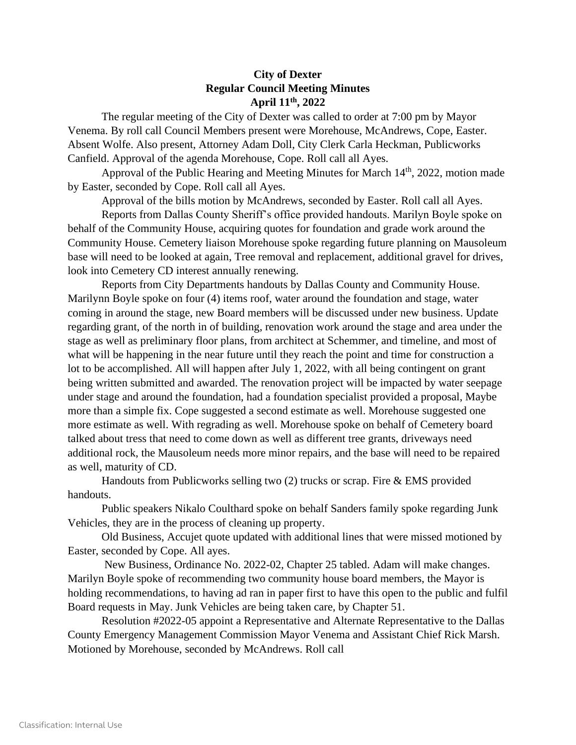**City of Dexter**
**Regular Council Meeting Minutes**
**April 11th, 2022**

The regular meeting of the City of Dexter was called to order at 7:00 pm by Mayor Venema. By roll call Council Members present were Morehouse, McAndrews, Cope, Easter. Absent Wolfe. Also present, Attorney Adam Doll, City Clerk Carla Heckman, Publicworks Canfield. Approval of the agenda Morehouse, Cope. Roll call all Ayes.

Approval of the Public Hearing and Meeting Minutes for March 14th, 2022, motion made by Easter, seconded by Cope. Roll call all Ayes.

Approval of the bills motion by McAndrews, seconded by Easter. Roll call all Ayes.

Reports from Dallas County Sheriff's office provided handouts. Marilyn Boyle spoke on behalf of the Community House, acquiring quotes for foundation and grade work around the Community House. Cemetery liaison Morehouse spoke regarding future planning on Mausoleum base will need to be looked at again, Tree removal and replacement, additional gravel for drives, look into Cemetery CD interest annually renewing.

Reports from City Departments handouts by Dallas County and Community House. Marilynn Boyle spoke on four (4) items roof, water around the foundation and stage, water coming in around the stage, new Board members will be discussed under new business. Update regarding grant, of the north in of building, renovation work around the stage and area under the stage as well as preliminary floor plans, from architect at Schemmer, and timeline, and most of what will be happening in the near future until they reach the point and time for construction a lot to be accomplished. All will happen after July 1, 2022, with all being contingent on grant being written submitted and awarded. The renovation project will be impacted by water seepage under stage and around the foundation, had a foundation specialist provided a proposal, Maybe more than a simple fix. Cope suggested a second estimate as well. Morehouse suggested one more estimate as well. With regrading as well. Morehouse spoke on behalf of Cemetery board talked about tress that need to come down as well as different tree grants, driveways need additional rock, the Mausoleum needs more minor repairs, and the base will need to be repaired as well, maturity of CD.

Handouts from Publicworks selling two (2) trucks or scrap. Fire & EMS provided handouts.

Public speakers Nikalo Coulthard spoke on behalf Sanders family spoke regarding Junk Vehicles, they are in the process of cleaning up property.

Old Business, Accujet quote updated with additional lines that were missed motioned by Easter, seconded by Cope. All ayes.

New Business, Ordinance No. 2022-02, Chapter 25 tabled. Adam will make changes. Marilyn Boyle spoke of recommending two community house board members, the Mayor is holding recommendations, to having ad ran in paper first to have this open to the public and fulfil Board requests in May. Junk Vehicles are being taken care, by Chapter 51.

Resolution #2022-05 appoint a Representative and Alternate Representative to the Dallas County Emergency Management Commission Mayor Venema and Assistant Chief Rick Marsh. Motioned by Morehouse, seconded by McAndrews. Roll call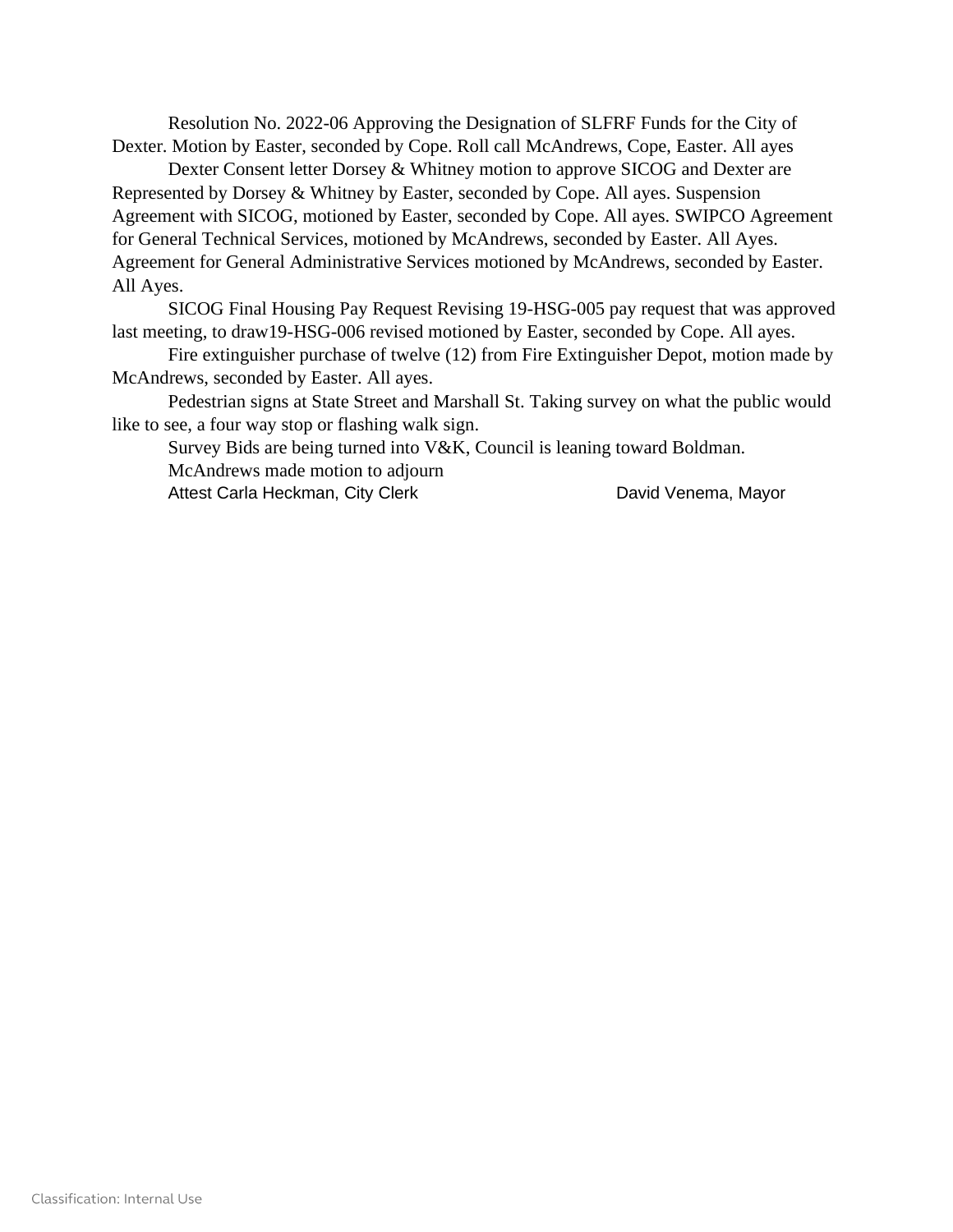Resolution No. 2022-06 Approving the Designation of SLFRF Funds for the City of Dexter. Motion by Easter, seconded by Cope. Roll call McAndrews, Cope, Easter. All ayes

Dexter Consent letter Dorsey & Whitney motion to approve SICOG and Dexter are Represented by Dorsey & Whitney by Easter, seconded by Cope. All ayes. Suspension Agreement with SICOG, motioned by Easter, seconded by Cope. All ayes. SWIPCO Agreement for General Technical Services, motioned by McAndrews, seconded by Easter. All Ayes. Agreement for General Administrative Services motioned by McAndrews, seconded by Easter. All Ayes.

SICOG Final Housing Pay Request Revising 19-HSG-005 pay request that was approved last meeting, to draw19-HSG-006 revised motioned by Easter, seconded by Cope. All ayes.

Fire extinguisher purchase of twelve (12) from Fire Extinguisher Depot, motion made by McAndrews, seconded by Easter. All ayes.

Pedestrian signs at State Street and Marshall St. Taking survey on what the public would like to see, a four way stop or flashing walk sign.

Survey Bids are being turned into V&K, Council is leaning toward Boldman.

McAndrews made motion to adjourn

Attest Carla Heckman, City Clerk David Venema, Mayor